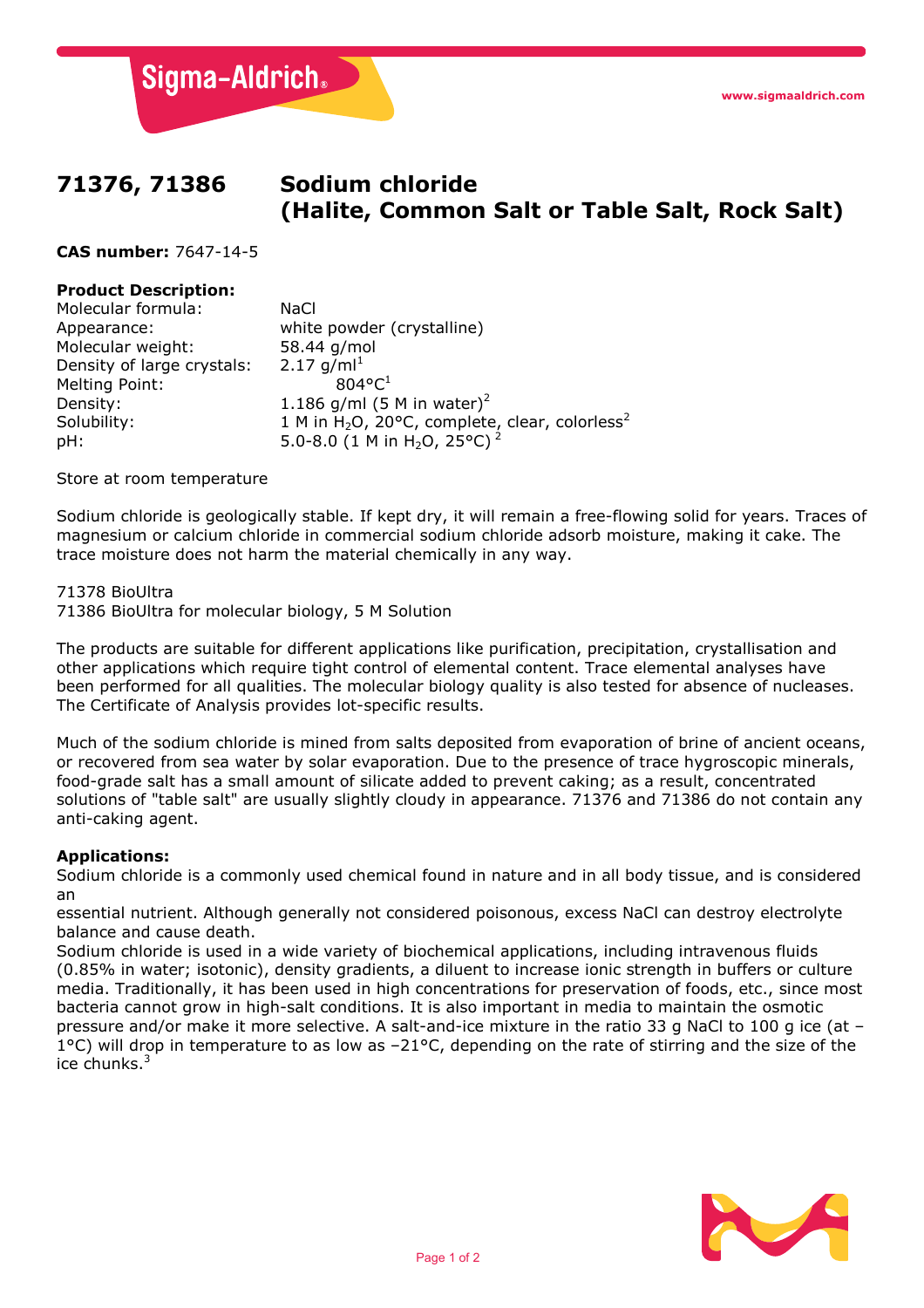# 71376, 71386 Sodium chloride (Halite, Common Salt or Table Salt, Rock Salt)

**CAS number:** 7647-14-5

**Product Description:**

| | |
|---|---|
| Molecular formula: | NaCl |
| Appearance: | white powder (crystalline) |
| Molecular weight: | 58.44 g/mol |
| Density of large crystals: | 2.17 g/ml[1] |
| Melting Point: | 804°C[1] |
| Density: | 1.186 g/ml (5 M in water)[2] |
| Solubility: | 1 M in $H_2O$, 20°C, complete, clear, colorless[2] |
| pH: | 5.0-8.0 (1 M in $H_2O$, 25°C)[2] |

Store at room temperature

Sodium chloride is geologically stable. If kept dry, it will remain a free-flowing solid for years. Traces of magnesium or calcium chloride in commercial sodium chloride adsorb moisture, making it cake. The trace moisture does not harm the material chemically in any way.

71378 BioUltra
71386 BioUltra for molecular biology, 5 M Solution

The products are suitable for different applications like purification, precipitation, crystallisation and other applications which require tight control of elemental content. Trace elemental analyses have been performed for all qualities. The molecular biology quality is also tested for absence of nucleases. The Certificate of Analysis provides lot-specific results.

Much of the sodium chloride is mined from salts deposited from evaporation of brine of ancient oceans, or recovered from sea water by solar evaporation. Due to the presence of trace hygroscopic minerals, food-grade salt has a small amount of silicate added to prevent caking; as a result, concentrated solutions of "table salt" are usually slightly cloudy in appearance. 71376 and 71386 do not contain any anti-caking agent.

**Applications:**

Sodium chloride is a commonly used chemical found in nature and in all body tissue, and is considered an essential nutrient. Although generally not considered poisonous, excess NaCl can destroy electrolyte balance and cause death.

Sodium chloride is used in a wide variety of biochemical applications, including intravenous fluids (0.85% in water; isotonic), density gradients, a diluent to increase ionic strength in buffers or culture media. Traditionally, it has been used in high concentrations for preservation of foods, etc., since most bacteria cannot grow in high-salt conditions. It is also important in media to maintain the osmotic pressure and/or make it more selective. A salt-and-ice mixture in the ratio 33 g NaCl to 100 g ice (at –1°C) will drop in temperature to as low as –21°C, depending on the rate of stirring and the size of the ice chunks.[3]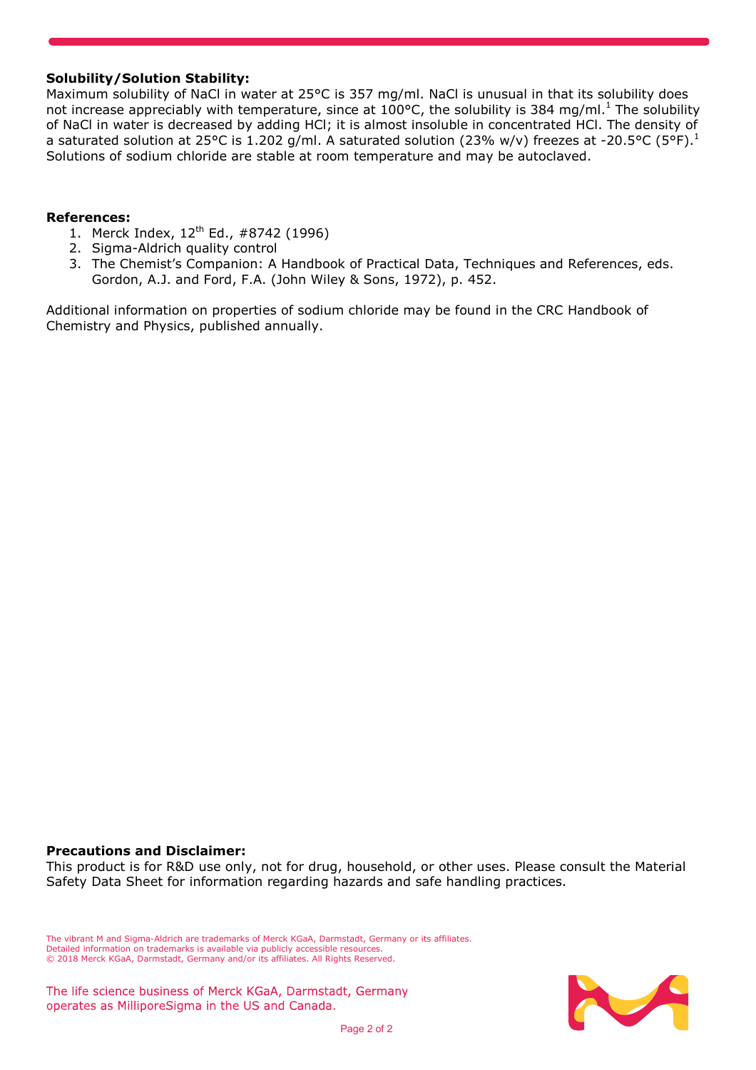**Solubility/Solution Stability:**

Maximum solubility of NaCl in water at 25°C is 357 mg/ml. NaCl is unusual in that its solubility does not increase appreciably with temperature, since at 100°C, the solubility is 384 mg/ml.[1] The solubility of NaCl in water is decreased by adding HCl; it is almost insoluble in concentrated HCl. The density of a saturated solution at 25°C is 1.202 g/ml. A saturated solution (23% w/v) freezes at -20.5°C (5°F).[1] Solutions of sodium chloride are stable at room temperature and may be autoclaved.

**References:**

1. Merck Index, $12^{th}$ Ed., #8742 (1996)
2. Sigma-Aldrich quality control
3. The Chemist's Companion: A Handbook of Practical Data, Techniques and References, eds. Gordon, A.J. and Ford, F.A. (John Wiley & Sons, 1972), p. 452.

Additional information on properties of sodium chloride may be found in the CRC Handbook of Chemistry and Physics, published annually.

**Precautions and Disclaimer:**

This product is for R&D use only, not for drug, household, or other uses. Please consult the Material Safety Data Sheet for information regarding hazards and safe handling practices.

The vibrant M and Sigma-Aldrich are trademarks of Merck KGaA, Darmstadt, Germany or its affiliates.
Detailed information on trademarks is available via publicly accessible resources.
© 2018 Merck KGaA, Darmstadt, Germany and/or its affiliates. All Rights Reserved.

The life science business of Merck KGaA, Darmstadt, Germany operates as MilliporeSigma in the US and Canada.